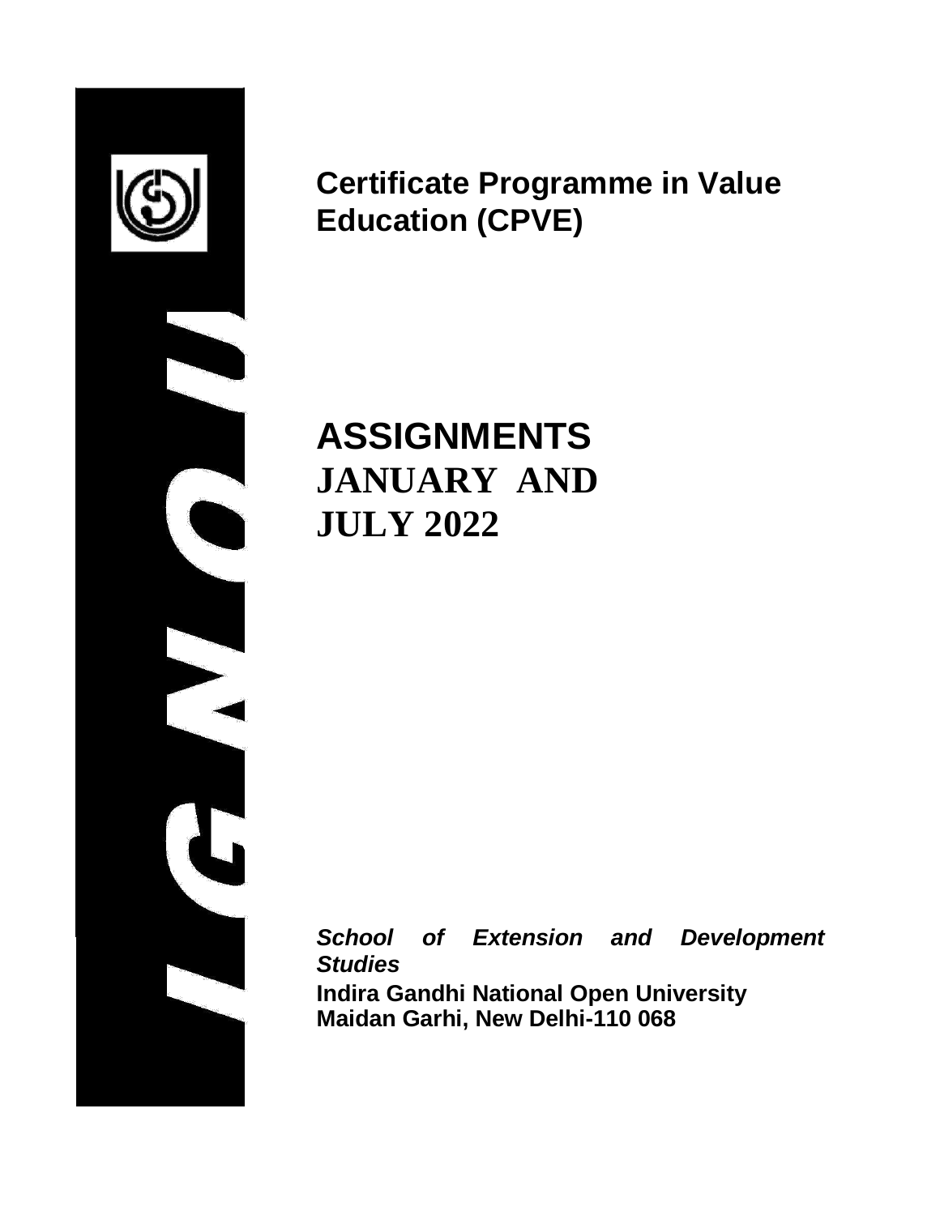# Certificate Programme in Value Education (CPVE)

# ASSIGNMENTS

## JANUARY AND JULY 2022

***School of Extension and Development Studies***

**Indira Gandhi National Open University**
**Maidan Garhi, New Delhi-110 068**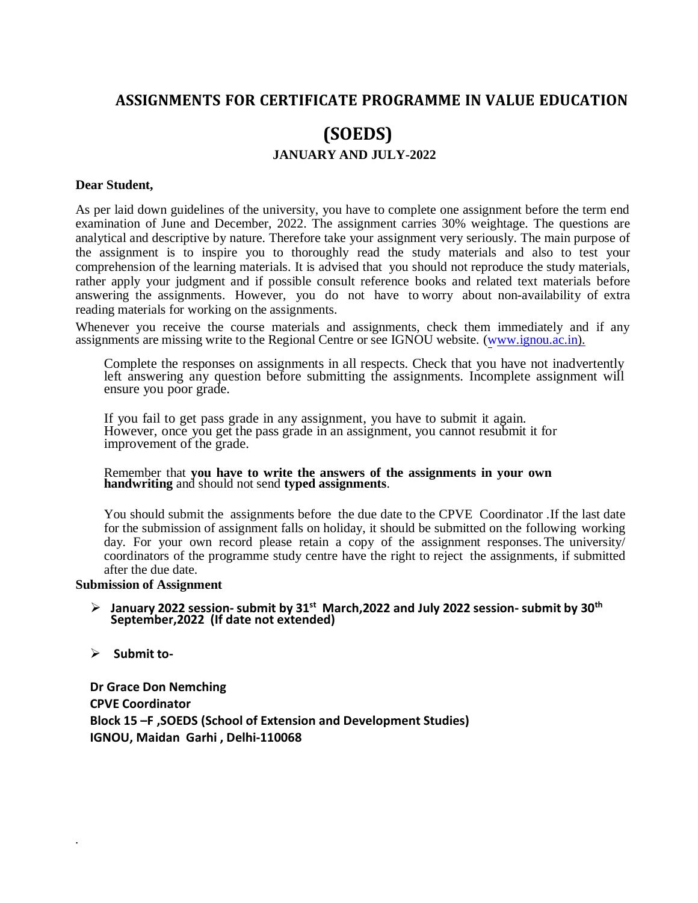## ASSIGNMENTS FOR CERTIFICATE PROGRAMME IN VALUE EDUCATION

## (SOEDS)

### JANUARY AND JULY-2022

**Dear Student,**

As per laid down guidelines of the university, you have to complete one assignment before the term end examination of June and December, 2022. The assignment carries 30% weightage. The questions are analytical and descriptive by nature. Therefore take your assignment very seriously. The main purpose of the assignment is to inspire you to thoroughly read the study materials and also to test your comprehension of the learning materials. It is advised that you should not reproduce the study materials, rather apply your judgment and if possible consult reference books and related text materials before answering the assignments. However, you do not have to worry about non-availability of extra reading materials for working on the assignments.

Whenever you receive the course materials and assignments, check them immediately and if any assignments are missing write to the Regional Centre or see IGNOU website. (www.ignou.ac.in).

Complete the responses on assignments in all respects. Check that you have not inadvertently left answering any question before submitting the assignments. Incomplete assignment will ensure you poor grade.

If you fail to get pass grade in any assignment, you have to submit it again. However, once you get the pass grade in an assignment, you cannot resubmit it for improvement of the grade.

Remember that **you have to write the answers of the assignments in your own handwriting** and should not send **typed assignments**.

You should submit the assignments before the due date to the CPVE Coordinator .If the last date for the submission of assignment falls on holiday, it should be submitted on the following working day. For your own record please retain a copy of the assignment responses. The university/ coordinators of the programme study centre have the right to reject the assignments, if submitted after the due date.

**Submission of Assignment**

- **January 2022 session- submit by 31st March,2022 and July 2022 session- submit by 30th September,2022 (If date not extended)**
- **Submit to-**

**Dr Grace Don Nemching**
**CPVE Coordinator**
**Block 15 –F ,SOEDS (School of Extension and Development Studies)**
**IGNOU, Maidan Garhi , Delhi-110068**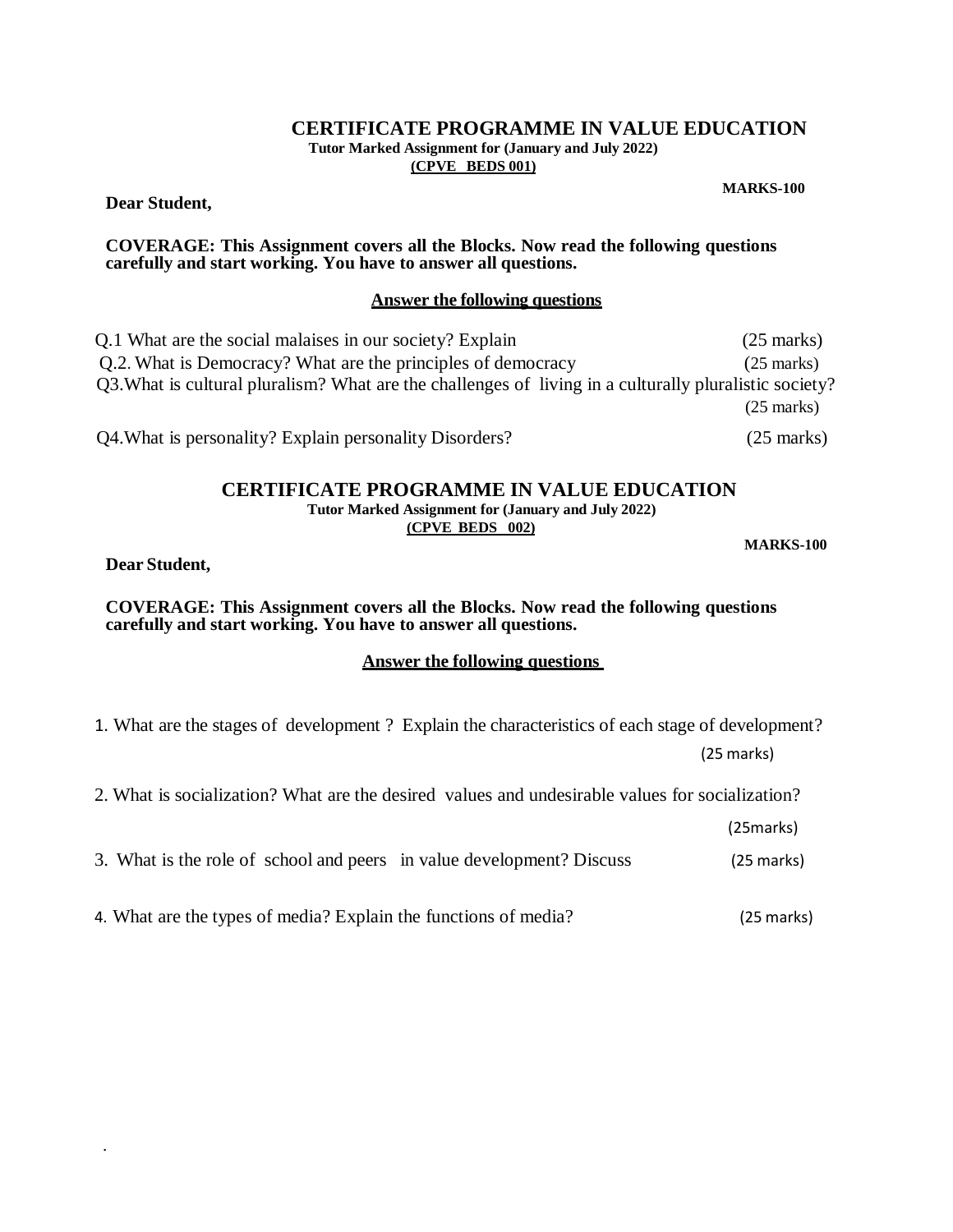# CERTIFICATE PROGRAMME IN VALUE EDUCATION

**Tutor Marked Assignment for (January and July 2022)**

**(CPVE BEDS 001)**

**MARKS-100**

**Dear Student,**

**COVERAGE: This Assignment covers all the Blocks. Now read the following questions carefully and start working. You have to answer all questions.**

**Answer the following questions**

Q.1 What are the social malaises in our society? Explain (25 marks)

Q.2. What is Democracy? What are the principles of democracy (25 marks)

Q3.What is cultural pluralism? What are the challenges of living in a culturally pluralistic society? (25 marks)

Q4.What is personality? Explain personality Disorders? (25 marks)

# CERTIFICATE PROGRAMME IN VALUE EDUCATION

**Tutor Marked Assignment for (January and July 2022)**

**(CPVE BEDS 002)**

**MARKS-100**

**Dear Student,**

**COVERAGE: This Assignment covers all the Blocks. Now read the following questions carefully and start working. You have to answer all questions.**

**Answer the following questions**

1. What are the stages of development ? Explain the characteristics of each stage of development? (25 marks)

2. What is socialization? What are the desired values and undesirable values for socialization? (25marks)

3. What is the role of school and peers in value development? Discuss (25 marks)

4. What are the types of media? Explain the functions of media? (25 marks)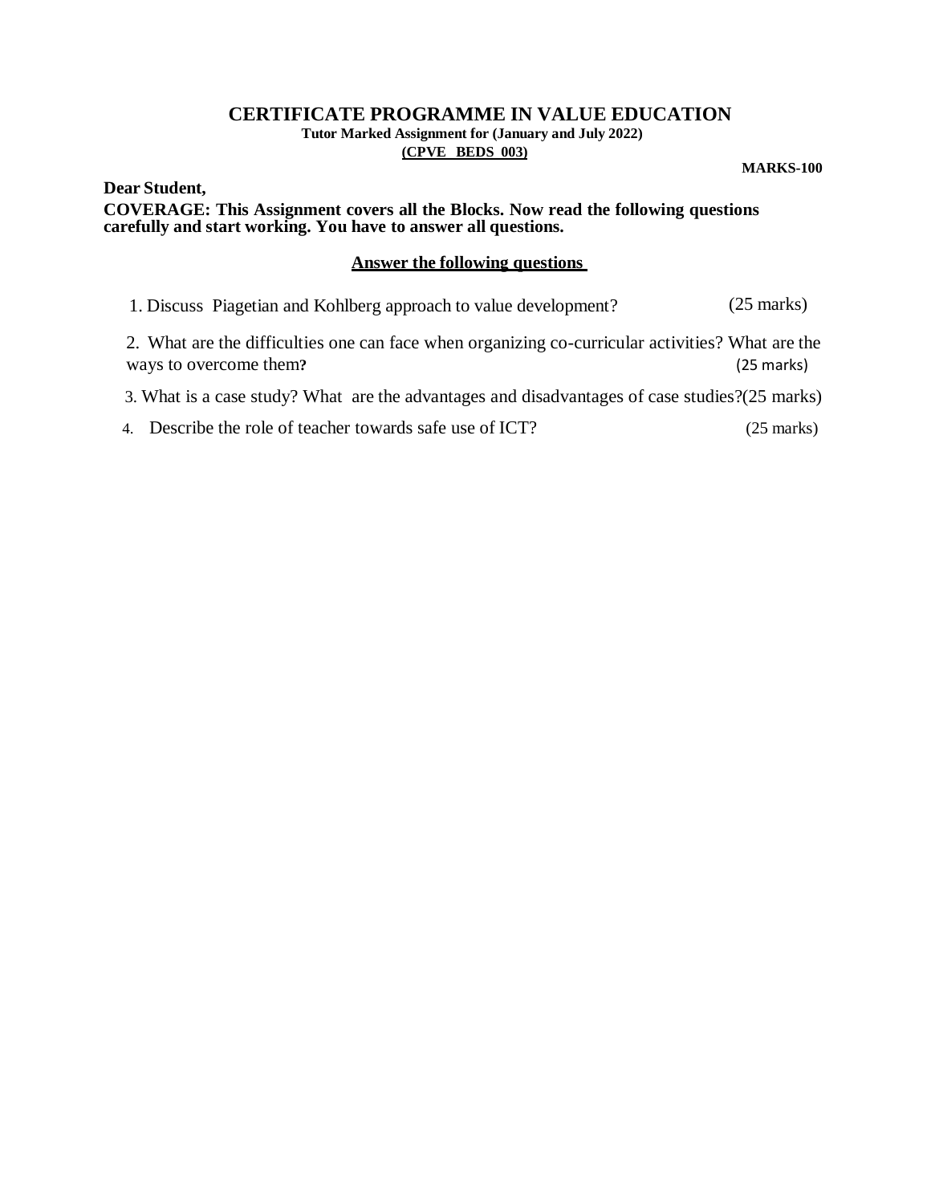# CERTIFICATE PROGRAMME IN VALUE EDUCATION

**Tutor Marked Assignment for (January and July 2022)**

**(CPVE BEDS 003)**

**MARKS-100**

**Dear Student,**

**COVERAGE: This Assignment covers all the Blocks. Now read the following questions carefully and start working. You have to answer all questions.**

**Answer the following questions**

1. Discuss Piagetian and Kohlberg approach to value development? (25 marks)
2. What are the difficulties one can face when organizing co-curricular activities? What are the ways to overcome them? (25 marks)
3. What is a case study? What are the advantages and disadvantages of case studies? (25 marks)
4. Describe the role of teacher towards safe use of ICT? (25 marks)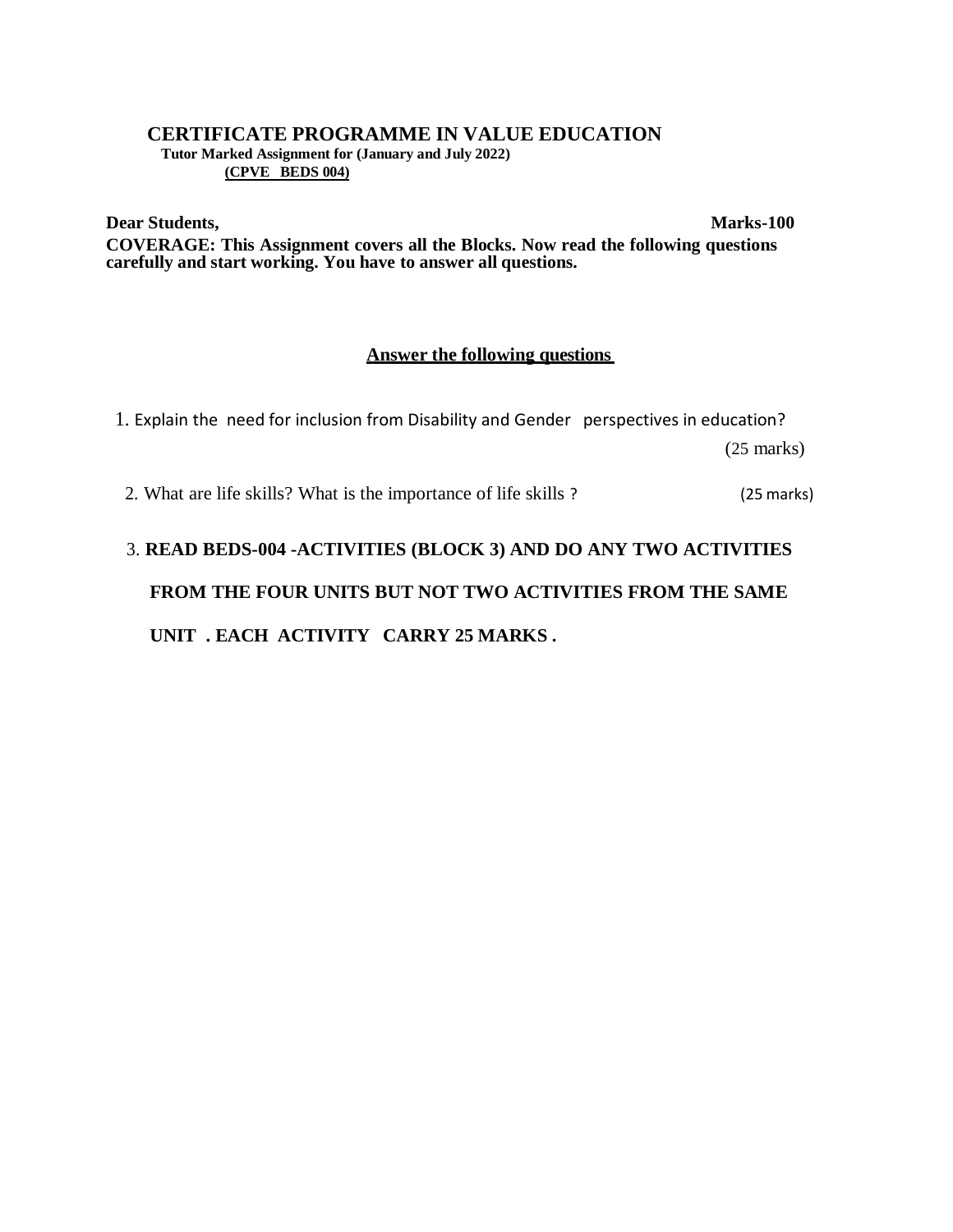# CERTIFICATE PROGRAMME IN VALUE EDUCATION

**Tutor Marked Assignment for (January and July 2022)**

**(CPVE BEDS 004)**

**Dear Students,** **Marks-100**

**COVERAGE: This Assignment covers all the Blocks. Now read the following questions carefully and start working. You have to answer all questions.**

## Answer the following questions

1. Explain the need for inclusion from Disability and Gender perspectives in education? (25 marks)

2. What are life skills? What is the importance of life skills ? (25 marks)

3. **READ BEDS-004 -ACTIVITIES (BLOCK 3) AND DO ANY TWO ACTIVITIES FROM THE FOUR UNITS BUT NOT TWO ACTIVITIES FROM THE SAME UNIT . EACH ACTIVITY CARRY 25 MARKS .**